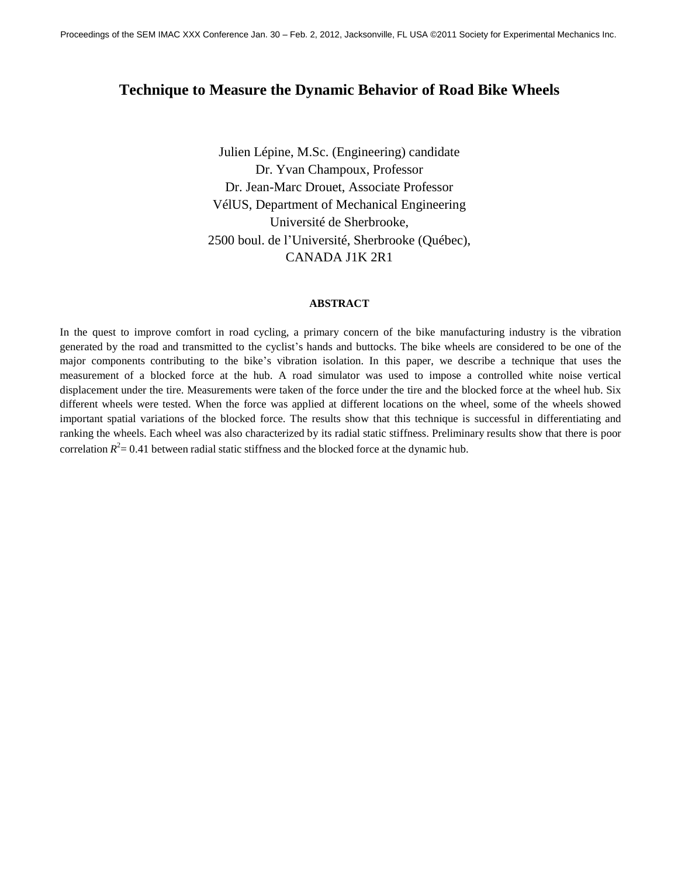# Technique to Measure the Dynamic Behavior of Road Bike Wheels

Julien Lépine, M.Sc. (Engineering) candidate
Dr. Yvan Champoux, Professor
Dr. Jean-Marc Drouet, Associate Professor
VélUS, Department of Mechanical Engineering
Université de Sherbrooke,
2500 boul. de l'Université, Sherbrooke (Québec),
CANADA J1K 2R1

## ABSTRACT

In the quest to improve comfort in road cycling, a primary concern of the bike manufacturing industry is the vibration generated by the road and transmitted to the cyclist's hands and buttocks. The bike wheels are considered to be one of the major components contributing to the bike's vibration isolation. In this paper, we describe a technique that uses the measurement of a blocked force at the hub. A road simulator was used to impose a controlled white noise vertical displacement under the tire. Measurements were taken of the force under the tire and the blocked force at the wheel hub. Six different wheels were tested. When the force was applied at different locations on the wheel, some of the wheels showed important spatial variations of the blocked force. The results show that this technique is successful in differentiating and ranking the wheels. Each wheel was also characterized by its radial static stiffness. Preliminary results show that there is poor correlation $R^2 = 0.41$ between radial static stiffness and the blocked force at the dynamic hub.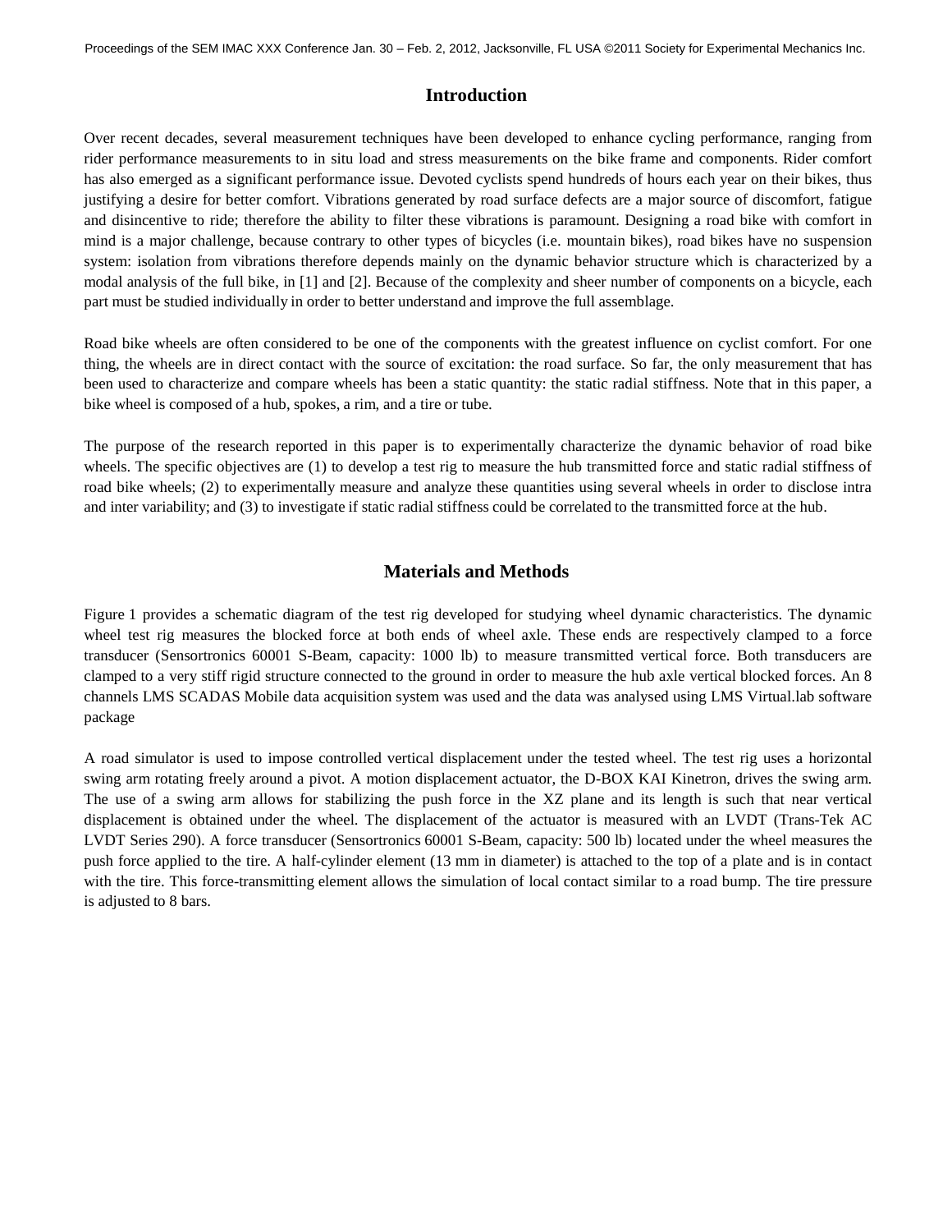## Introduction

Over recent decades, several measurement techniques have been developed to enhance cycling performance, ranging from rider performance measurements to in situ load and stress measurements on the bike frame and components. Rider comfort has also emerged as a significant performance issue. Devoted cyclists spend hundreds of hours each year on their bikes, thus justifying a desire for better comfort. Vibrations generated by road surface defects are a major source of discomfort, fatigue and disincentive to ride; therefore the ability to filter these vibrations is paramount. Designing a road bike with comfort in mind is a major challenge, because contrary to other types of bicycles (i.e. mountain bikes), road bikes have no suspension system: isolation from vibrations therefore depends mainly on the dynamic behavior structure which is characterized by a modal analysis of the full bike, in [1] and [2]. Because of the complexity and sheer number of components on a bicycle, each part must be studied individually in order to better understand and improve the full assemblage.

Road bike wheels are often considered to be one of the components with the greatest influence on cyclist comfort. For one thing, the wheels are in direct contact with the source of excitation: the road surface. So far, the only measurement that has been used to characterize and compare wheels has been a static quantity: the static radial stiffness. Note that in this paper, a bike wheel is composed of a hub, spokes, a rim, and a tire or tube.

The purpose of the research reported in this paper is to experimentally characterize the dynamic behavior of road bike wheels. The specific objectives are (1) to develop a test rig to measure the hub transmitted force and static radial stiffness of road bike wheels; (2) to experimentally measure and analyze these quantities using several wheels in order to disclose intra and inter variability; and (3) to investigate if static radial stiffness could be correlated to the transmitted force at the hub.

## Materials and Methods

Figure 1 provides a schematic diagram of the test rig developed for studying wheel dynamic characteristics. The dynamic wheel test rig measures the blocked force at both ends of wheel axle. These ends are respectively clamped to a force transducer (Sensortronics 60001 S-Beam, capacity: 1000 lb) to measure transmitted vertical force. Both transducers are clamped to a very stiff rigid structure connected to the ground in order to measure the hub axle vertical blocked forces. An 8 channels LMS SCADAS Mobile data acquisition system was used and the data was analysed using LMS Virtual.lab software package

A road simulator is used to impose controlled vertical displacement under the tested wheel. The test rig uses a horizontal swing arm rotating freely around a pivot. A motion displacement actuator, the D-BOX KAI Kinetron, drives the swing arm. The use of a swing arm allows for stabilizing the push force in the XZ plane and its length is such that near vertical displacement is obtained under the wheel. The displacement of the actuator is measured with an LVDT (Trans-Tek AC LVDT Series 290). A force transducer (Sensortronics 60001 S-Beam, capacity: 500 lb) located under the wheel measures the push force applied to the tire. A half-cylinder element (13 mm in diameter) is attached to the top of a plate and is in contact with the tire. This force-transmitting element allows the simulation of local contact similar to a road bump. The tire pressure is adjusted to 8 bars.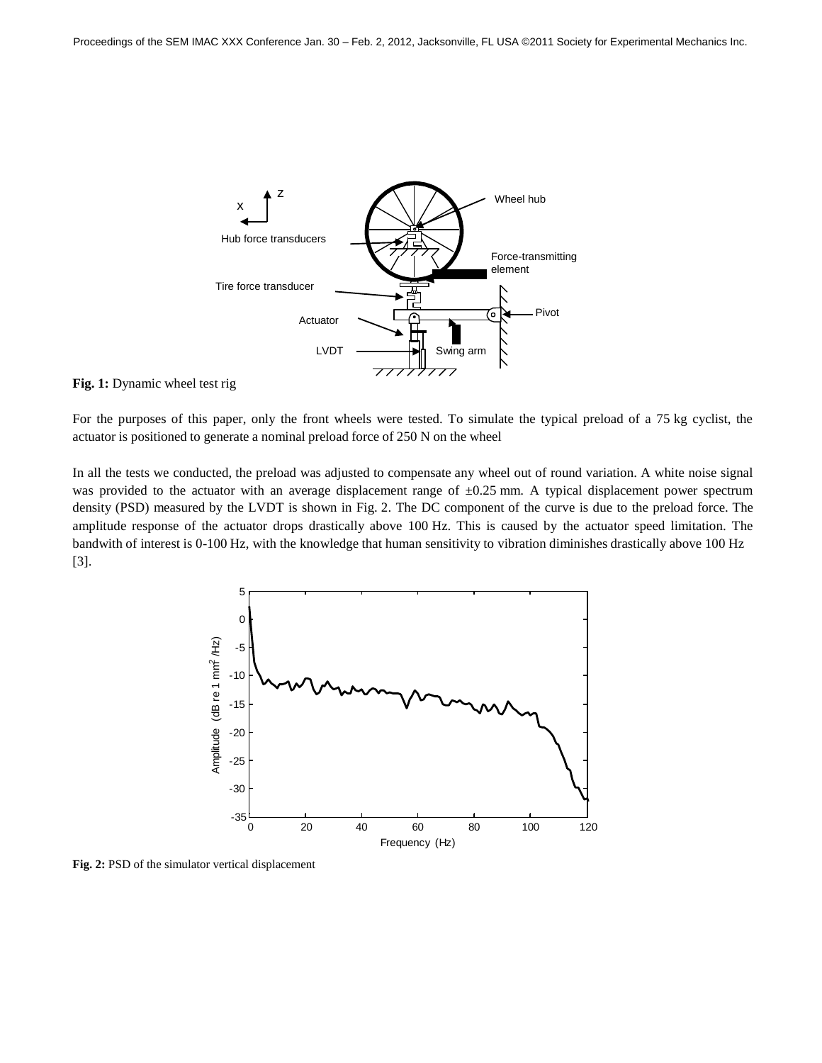**Fig. 1:** Dynamic wheel test rig

For the purposes of this paper, only the front wheels were tested. To simulate the typical preload of a 75 kg cyclist, the actuator is positioned to generate a nominal preload force of 250 N on the wheel

In all the tests we conducted, the preload was adjusted to compensate any wheel out of round variation. A white noise signal was provided to the actuator with an average displacement range of ±0.25 mm. A typical displacement power spectrum density (PSD) measured by the LVDT is shown in Fig. 2. The DC component of the curve is due to the preload force. The amplitude response of the actuator drops drastically above 100 Hz. This is caused by the actuator speed limitation. The bandwith of interest is 0-100 Hz, with the knowledge that human sensitivity to vibration diminishes drastically above 100 Hz [3].

**Fig. 2:** PSD of the simulator vertical displacement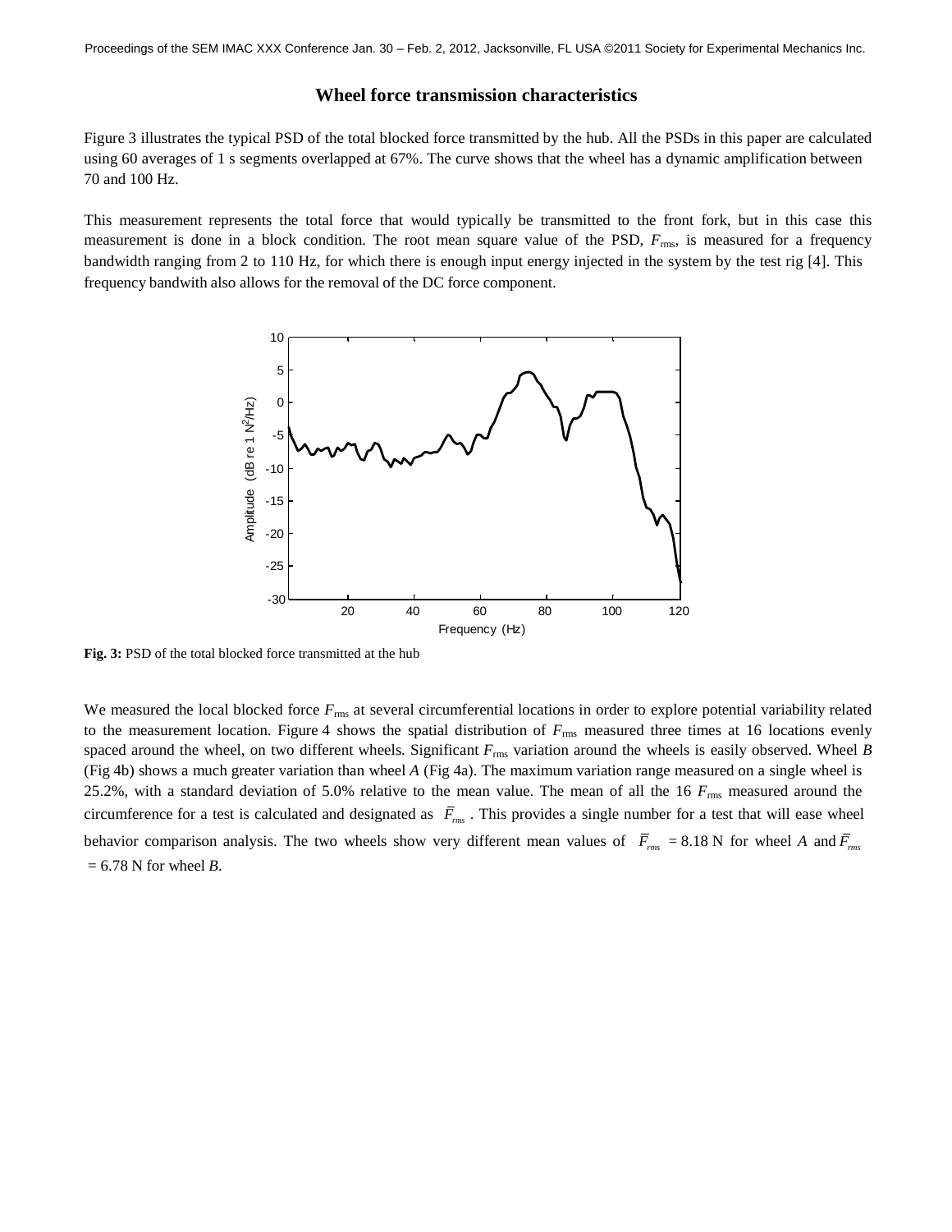## Wheel force transmission characteristics

Figure 3 illustrates the typical PSD of the total blocked force transmitted by the hub. All the PSDs in this paper are calculated using 60 averages of 1 s segments overlapped at 67%. The curve shows that the wheel has a dynamic amplification between 70 and 100 Hz.

This measurement represents the total force that would typically be transmitted to the front fork, but in this case this measurement is done in a block condition. The root mean square value of the PSD, $F_{rms}$, is measured for a frequency bandwidth ranging from 2 to 110 Hz, for which there is enough input energy injected in the system by the test rig [4]. This frequency bandwith also allows for the removal of the DC force component.

**Fig. 3:** PSD of the total blocked force transmitted at the hub

We measured the local blocked force $F_{rms}$ at several circumferential locations in order to explore potential variability related to the measurement location. Figure 4 shows the spatial distribution of $F_{rms}$ measured three times at 16 locations evenly spaced around the wheel, on two different wheels. Significant $F_{rms}$ variation around the wheels is easily observed. Wheel *B* (Fig 4b) shows a much greater variation than wheel *A* (Fig 4a). The maximum variation range measured on a single wheel is 25.2%, with a standard deviation of 5.0% relative to the mean value. The mean of all the 16 $F_{rms}$ measured around the circumference for a test is calculated and designated as $\bar{F}_{rms}$ . This provides a single number for a test that will ease wheel behavior comparison analysis. The two wheels show very different mean values of $\bar{F}_{rms}$ = 8.18 N for wheel *A* and $\bar{F}_{rms}$ = 6.78 N for wheel *B*.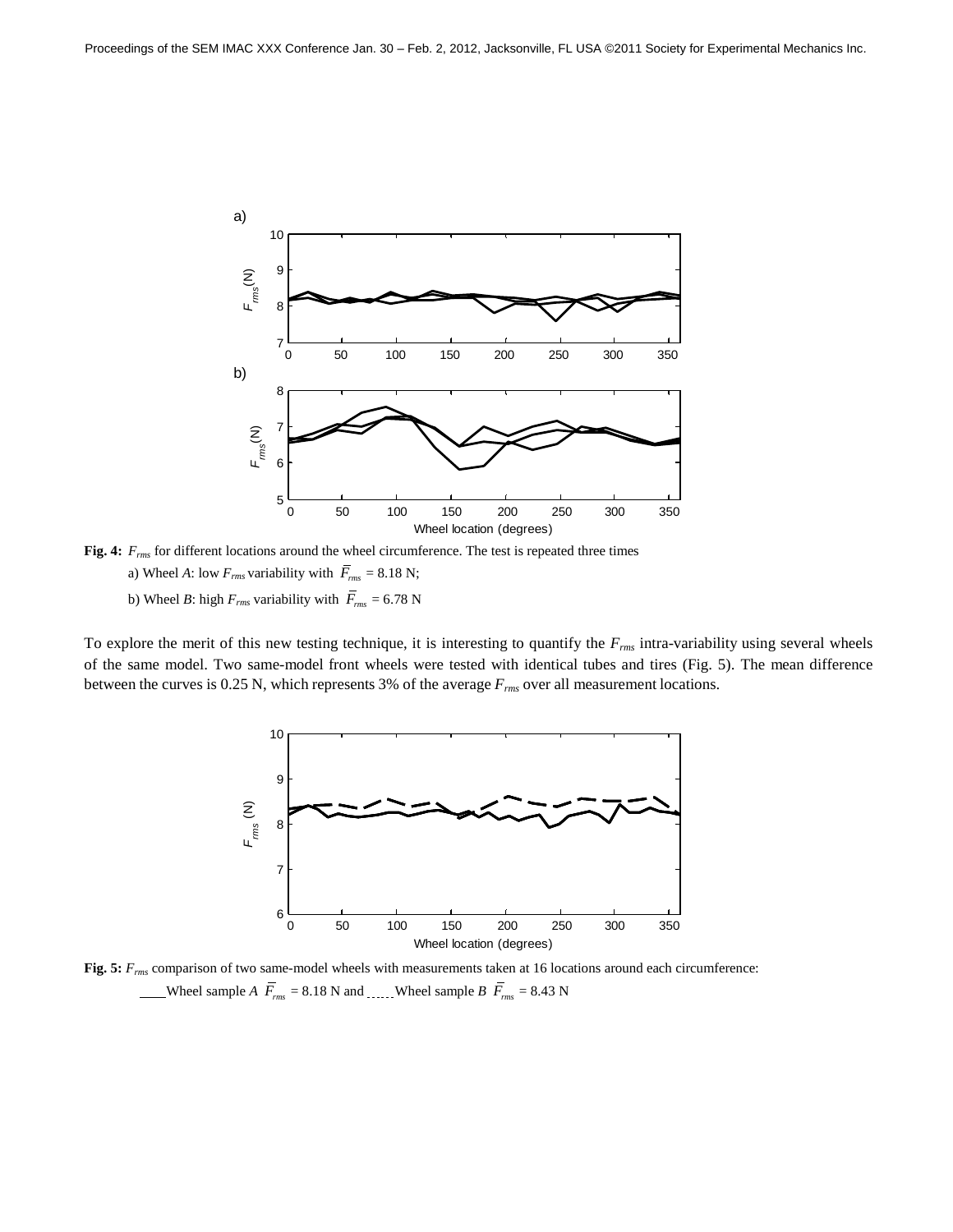**Fig. 4:** $F_{rms}$ for different locations around the wheel circumference. The test is repeated three times

a) Wheel *A*: low $F_{rms}$ variability with $\bar{F}_{rms}$ = 8.18 N;

b) Wheel *B*: high $F_{rms}$ variability with $\bar{F}_{rms}$ = 6.78 N

To explore the merit of this new testing technique, it is interesting to quantify the $F_{rms}$ intra-variability using several wheels of the same model. Two same-model front wheels were tested with identical tubes and tires (Fig. 5). The mean difference between the curves is 0.25 N, which represents 3% of the average $F_{rms}$ over all measurement locations.

**Fig. 5:** $F_{rms}$ comparison of two same-model wheels with measurements taken at 16 locations around each circumference:

____Wheel sample *A* $\bar{F}_{rms}$ = 8.18 N and ------Wheel sample *B* $\bar{F}_{rms}$ = 8.43 N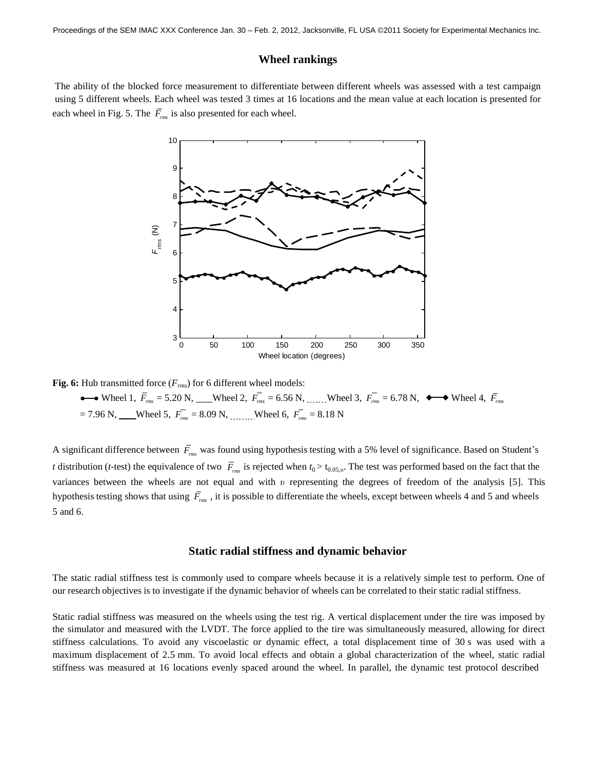## Wheel rankings

The ability of the blocked force measurement to differentiate between different wheels was assessed with a test campaign using 5 different wheels. Each wheel was tested 3 times at 16 locations and the mean value at each location is presented for each wheel in Fig. 5. The $\bar{F}_{rms}$ is also presented for each wheel.

**Fig. 6:** Hub transmitted force ($F_{rms}$) for 6 different wheel models:

Wheel 1, $\bar{F}_{rms}$ = 5.20 N, Wheel 2, $\bar{F}_{rms}$ = 6.56 N, Wheel 3, $\bar{F}_{rms}$ = 6.78 N, Wheel 4, $\bar{F}_{rms}$ = 7.96 N, Wheel 5, $\bar{F}_{rms}$ = 8.09 N, Wheel 6, $\bar{F}_{rms}$ = 8.18 N

A significant difference between $\bar{F}_{rms}$ was found using hypothesis testing with a 5% level of significance. Based on Student's *t* distribution (*t*-test) the equivalence of two $\bar{F}_{rms}$ is rejected when $t_0 > t_{0.05,\upsilon}$. The test was performed based on the fact that the variances between the wheels are not equal and with $\upsilon$ representing the degrees of freedom of the analysis [5]. This hypothesis testing shows that using $\bar{F}_{rms}$, it is possible to differentiate the wheels, except between wheels 4 and 5 and wheels 5 and 6.

## Static radial stiffness and dynamic behavior

The static radial stiffness test is commonly used to compare wheels because it is a relatively simple test to perform. One of our research objectives is to investigate if the dynamic behavior of wheels can be correlated to their static radial stiffness.

Static radial stiffness was measured on the wheels using the test rig. A vertical displacement under the tire was imposed by the simulator and measured with the LVDT. The force applied to the tire was simultaneously measured, allowing for direct stiffness calculations. To avoid any viscoelastic or dynamic effect, a total displacement time of 30 s was used with a maximum displacement of 2.5 mm. To avoid local effects and obtain a global characterization of the wheel, static radial stiffness was measured at 16 locations evenly spaced around the wheel. In parallel, the dynamic test protocol described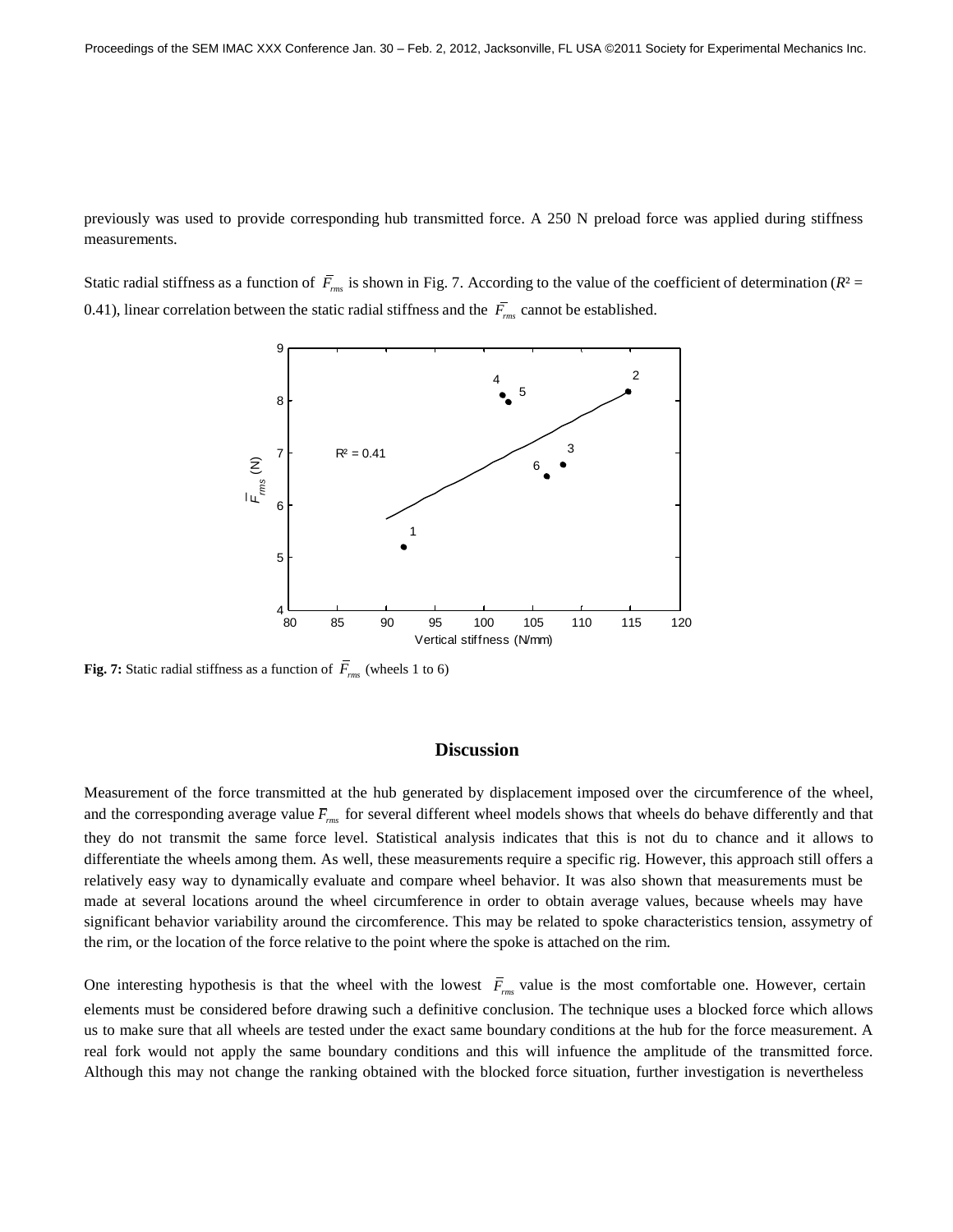previously was used to provide corresponding hub transmitted force. A 250 N preload force was applied during stiffness measurements.

Static radial stiffness as a function of $\bar{F}_{rms}$ is shown in Fig. 7. According to the value of the coefficient of determination ($R^2$ = 0.41), linear correlation between the static radial stiffness and the $\bar{F}_{rms}$ cannot be established.

**Fig. 7:** Static radial stiffness as a function of $\bar{F}_{rms}$ (wheels 1 to 6)

## Discussion

Measurement of the force transmitted at the hub generated by displacement imposed over the circumference of the wheel, and the corresponding average value $\bar{F}_{rms}$ for several different wheel models shows that wheels do behave differently and that they do not transmit the same force level. Statistical analysis indicates that this is not du to chance and it allows to differentiate the wheels among them. As well, these measurements require a specific rig. However, this approach still offers a relatively easy way to dynamically evaluate and compare wheel behavior. It was also shown that measurements must be made at several locations around the wheel circumference in order to obtain average values, because wheels may have significant behavior variability around the circomference. This may be related to spoke characteristics tension, assymetry of the rim, or the location of the force relative to the point where the spoke is attached on the rim.

One interesting hypothesis is that the wheel with the lowest $\bar{F}_{rms}$ value is the most comfortable one. However, certain elements must be considered before drawing such a definitive conclusion. The technique uses a blocked force which allows us to make sure that all wheels are tested under the exact same boundary conditions at the hub for the force measurement. A real fork would not apply the same boundary conditions and this will infuence the amplitude of the transmitted force. Although this may not change the ranking obtained with the blocked force situation, further investigation is nevertheless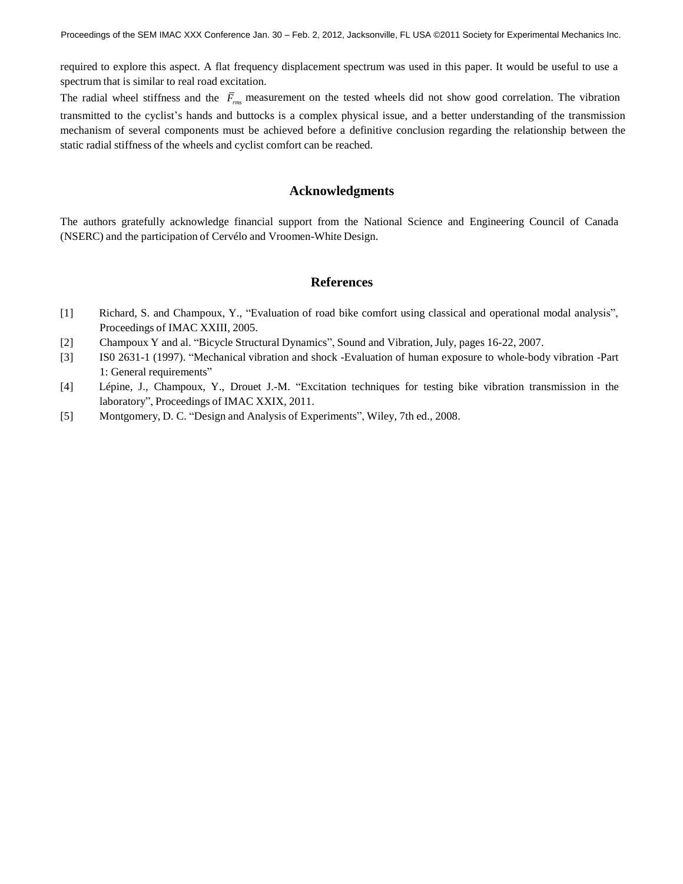required to explore this aspect. A flat frequency displacement spectrum was used in this paper. It would be useful to use a spectrum that is similar to real road excitation.

The radial wheel stiffness and the $\bar{F}_{rms}$ measurement on the tested wheels did not show good correlation. The vibration transmitted to the cyclist's hands and buttocks is a complex physical issue, and a better understanding of the transmission mechanism of several components must be achieved before a definitive conclusion regarding the relationship between the static radial stiffness of the wheels and cyclist comfort can be reached.

## Acknowledgments

The authors gratefully acknowledge financial support from the National Science and Engineering Council of Canada (NSERC) and the participation of Cervélo and Vroomen-White Design.

## References

[1] Richard, S. and Champoux, Y., "Evaluation of road bike comfort using classical and operational modal analysis", Proceedings of IMAC XXIII, 2005.

[2] Champoux Y and al. "Bicycle Structural Dynamics", Sound and Vibration, July, pages 16-22, 2007.

[3] IS0 2631-1 (1997). "Mechanical vibration and shock -Evaluation of human exposure to whole-body vibration -Part 1: General requirements"

[4] Lépine, J., Champoux, Y., Drouet J.-M. "Excitation techniques for testing bike vibration transmission in the laboratory", Proceedings of IMAC XXIX, 2011.

[5] Montgomery, D. C. "Design and Analysis of Experiments", Wiley, 7th ed., 2008.